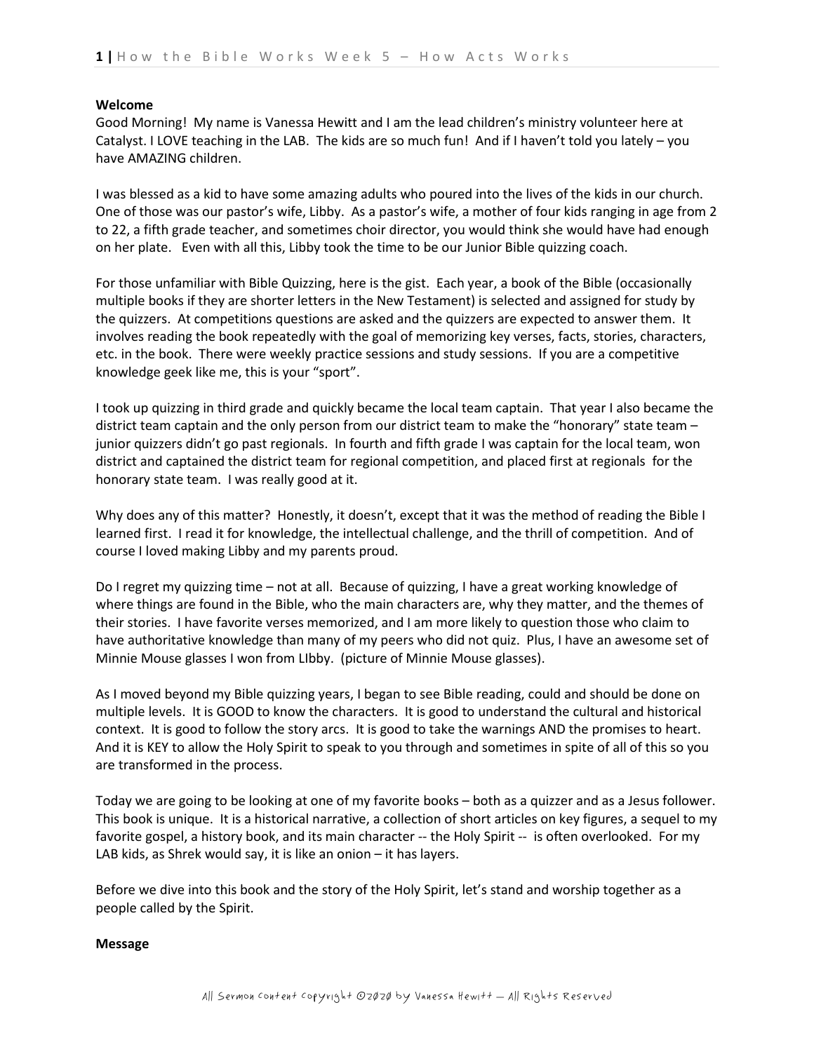**Welcome**

Good Morning! My name is Vanessa Hewitt and I am the lead children's ministry volunteer here at Catalyst. I LOVE teaching in the LAB. The kids are so much fun! And if I haven't told you lately – you have AMAZING children.

I was blessed as a kid to have some amazing adults who poured into the lives of the kids in our church. One of those was our pastor's wife, Libby. As a pastor's wife, a mother of four kids ranging in age from 2 to 22, a fifth grade teacher, and sometimes choir director, you would think she would have had enough on her plate. Even with all this, Libby took the time to be our Junior Bible quizzing coach.

For those unfamiliar with Bible Quizzing, here is the gist. Each year, a book of the Bible (occasionally multiple books if they are shorter letters in the New Testament) is selected and assigned for study by the quizzers. At competitions questions are asked and the quizzers are expected to answer them. It involves reading the book repeatedly with the goal of memorizing key verses, facts, stories, characters, etc. in the book. There were weekly practice sessions and study sessions. If you are a competitive knowledge geek like me, this is your "sport".

I took up quizzing in third grade and quickly became the local team captain. That year I also became the district team captain and the only person from our district team to make the "honorary" state team – junior quizzers didn't go past regionals. In fourth and fifth grade I was captain for the local team, won district and captained the district team for regional competition, and placed first at regionals for the honorary state team. I was really good at it.

Why does any of this matter? Honestly, it doesn't, except that it was the method of reading the Bible I learned first. I read it for knowledge, the intellectual challenge, and the thrill of competition. And of course I loved making Libby and my parents proud.

Do I regret my quizzing time – not at all. Because of quizzing, I have a great working knowledge of where things are found in the Bible, who the main characters are, why they matter, and the themes of their stories. I have favorite verses memorized, and I am more likely to question those who claim to have authoritative knowledge than many of my peers who did not quiz. Plus, I have an awesome set of Minnie Mouse glasses I won from LIbby. (picture of Minnie Mouse glasses).

As I moved beyond my Bible quizzing years, I began to see Bible reading, could and should be done on multiple levels. It is GOOD to know the characters. It is good to understand the cultural and historical context. It is good to follow the story arcs. It is good to take the warnings AND the promises to heart. And it is KEY to allow the Holy Spirit to speak to you through and sometimes in spite of all of this so you are transformed in the process.

Today we are going to be looking at one of my favorite books – both as a quizzer and as a Jesus follower. This book is unique. It is a historical narrative, a collection of short articles on key figures, a sequel to my favorite gospel, a history book, and its main character -- the Holy Spirit -- is often overlooked. For my LAB kids, as Shrek would say, it is like an onion – it has layers.

Before we dive into this book and the story of the Holy Spirit, let's stand and worship together as a people called by the Spirit.

**Message**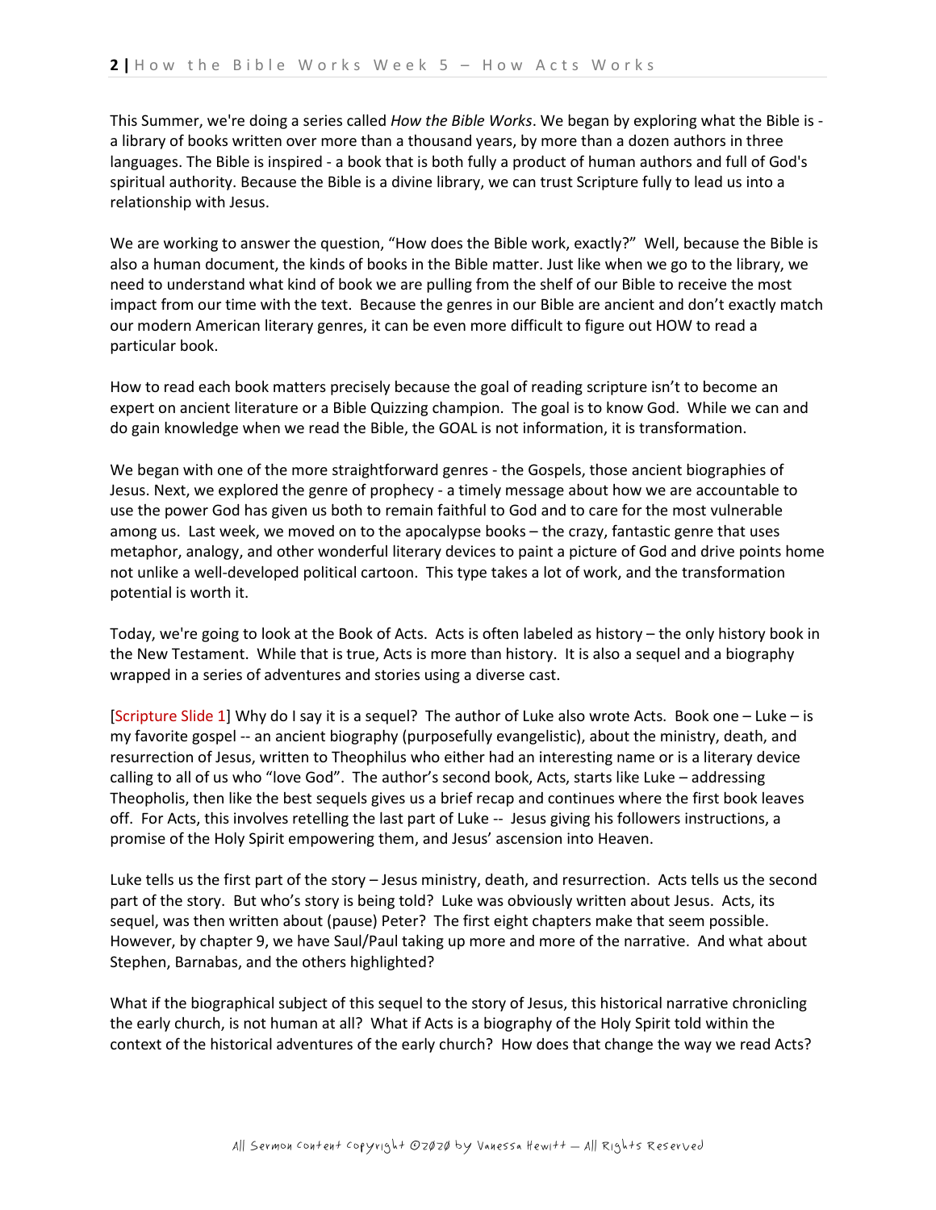This Summer, we're doing a series called *How the Bible Works*. We began by exploring what the Bible is - a library of books written over more than a thousand years, by more than a dozen authors in three languages. The Bible is inspired - a book that is both fully a product of human authors and full of God's spiritual authority. Because the Bible is a divine library, we can trust Scripture fully to lead us into a relationship with Jesus.

We are working to answer the question, "How does the Bible work, exactly?" Well, because the Bible is also a human document, the kinds of books in the Bible matter. Just like when we go to the library, we need to understand what kind of book we are pulling from the shelf of our Bible to receive the most impact from our time with the text. Because the genres in our Bible are ancient and don't exactly match our modern American literary genres, it can be even more difficult to figure out HOW to read a particular book.

How to read each book matters precisely because the goal of reading scripture isn't to become an expert on ancient literature or a Bible Quizzing champion. The goal is to know God. While we can and do gain knowledge when we read the Bible, the GOAL is not information, it is transformation.

We began with one of the more straightforward genres - the Gospels, those ancient biographies of Jesus. Next, we explored the genre of prophecy - a timely message about how we are accountable to use the power God has given us both to remain faithful to God and to care for the most vulnerable among us. Last week, we moved on to the apocalypse books – the crazy, fantastic genre that uses metaphor, analogy, and other wonderful literary devices to paint a picture of God and drive points home not unlike a well-developed political cartoon. This type takes a lot of work, and the transformation potential is worth it.

Today, we're going to look at the Book of Acts. Acts is often labeled as history – the only history book in the New Testament. While that is true, Acts is more than history. It is also a sequel and a biography wrapped in a series of adventures and stories using a diverse cast.

[Scripture Slide 1] Why do I say it is a sequel? The author of Luke also wrote Acts. Book one – Luke – is my favorite gospel -- an ancient biography (purposefully evangelistic), about the ministry, death, and resurrection of Jesus, written to Theophilus who either had an interesting name or is a literary device calling to all of us who "love God". The author's second book, Acts, starts like Luke – addressing Theopholis, then like the best sequels gives us a brief recap and continues where the first book leaves off. For Acts, this involves retelling the last part of Luke -- Jesus giving his followers instructions, a promise of the Holy Spirit empowering them, and Jesus' ascension into Heaven.

Luke tells us the first part of the story – Jesus ministry, death, and resurrection. Acts tells us the second part of the story. But who's story is being told? Luke was obviously written about Jesus. Acts, its sequel, was then written about (pause) Peter? The first eight chapters make that seem possible. However, by chapter 9, we have Saul/Paul taking up more and more of the narrative. And what about Stephen, Barnabas, and the others highlighted?

What if the biographical subject of this sequel to the story of Jesus, this historical narrative chronicling the early church, is not human at all? What if Acts is a biography of the Holy Spirit told within the context of the historical adventures of the early church? How does that change the way we read Acts?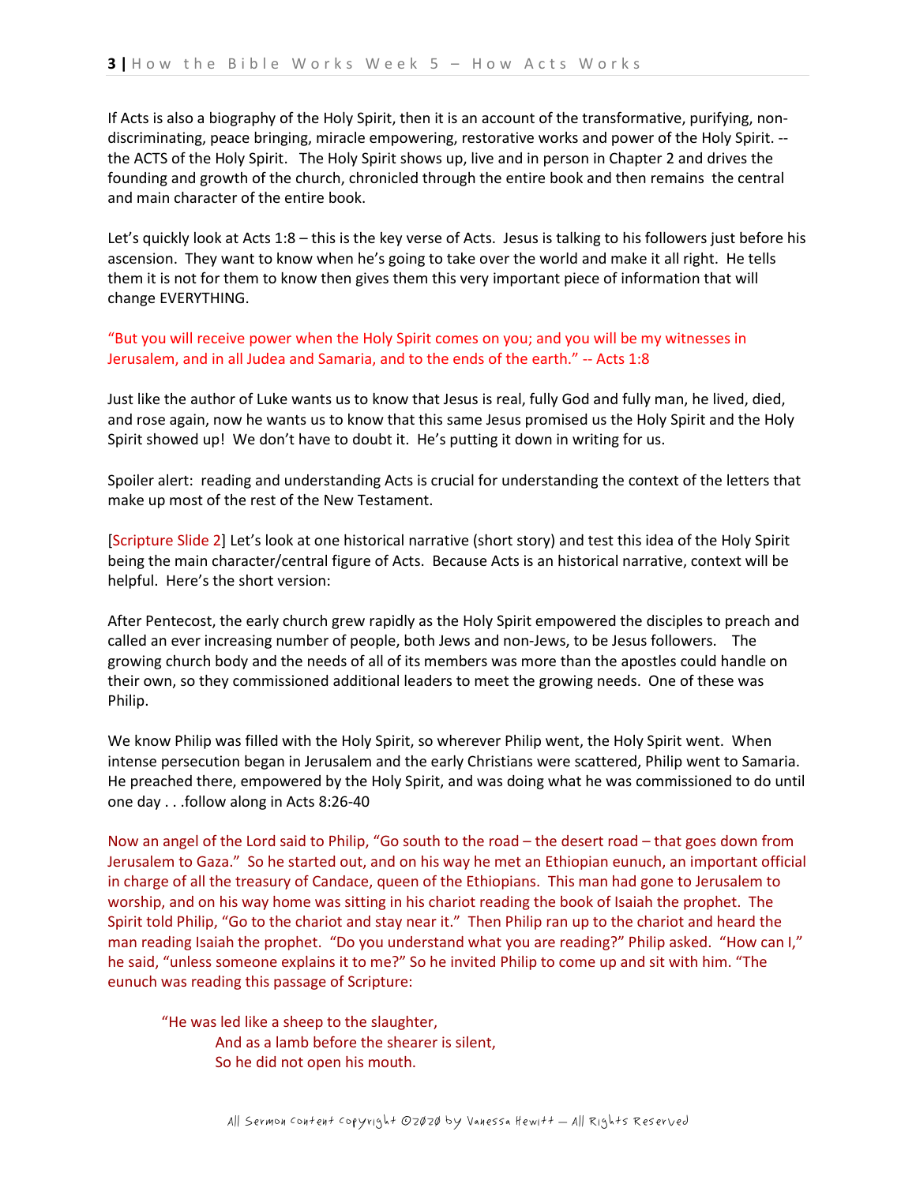If Acts is also a biography of the Holy Spirit, then it is an account of the transformative, purifying, non-discriminating, peace bringing, miracle empowering, restorative works and power of the Holy Spirit. -- the ACTS of the Holy Spirit. The Holy Spirit shows up, live and in person in Chapter 2 and drives the founding and growth of the church, chronicled through the entire book and then remains the central and main character of the entire book.

Let's quickly look at Acts 1:8 – this is the key verse of Acts. Jesus is talking to his followers just before his ascension. They want to know when he's going to take over the world and make it all right. He tells them it is not for them to know then gives them this very important piece of information that will change EVERYTHING.

"But you will receive power when the Holy Spirit comes on you; and you will be my witnesses in Jerusalem, and in all Judea and Samaria, and to the ends of the earth." -- Acts 1:8

Just like the author of Luke wants us to know that Jesus is real, fully God and fully man, he lived, died, and rose again, now he wants us to know that this same Jesus promised us the Holy Spirit and the Holy Spirit showed up! We don't have to doubt it. He's putting it down in writing for us.

Spoiler alert: reading and understanding Acts is crucial for understanding the context of the letters that make up most of the rest of the New Testament.

[Scripture Slide 2] Let's look at one historical narrative (short story) and test this idea of the Holy Spirit being the main character/central figure of Acts. Because Acts is an historical narrative, context will be helpful. Here's the short version:

After Pentecost, the early church grew rapidly as the Holy Spirit empowered the disciples to preach and called an ever increasing number of people, both Jews and non-Jews, to be Jesus followers. The growing church body and the needs of all of its members was more than the apostles could handle on their own, so they commissioned additional leaders to meet the growing needs. One of these was Philip.

We know Philip was filled with the Holy Spirit, so wherever Philip went, the Holy Spirit went. When intense persecution began in Jerusalem and the early Christians were scattered, Philip went to Samaria. He preached there, empowered by the Holy Spirit, and was doing what he was commissioned to do until one day . . .follow along in Acts 8:26-40

Now an angel of the Lord said to Philip, "Go south to the road – the desert road – that goes down from Jerusalem to Gaza." So he started out, and on his way he met an Ethiopian eunuch, an important official in charge of all the treasury of Candace, queen of the Ethiopians. This man had gone to Jerusalem to worship, and on his way home was sitting in his chariot reading the book of Isaiah the prophet. The Spirit told Philip, "Go to the chariot and stay near it." Then Philip ran up to the chariot and heard the man reading Isaiah the prophet. "Do you understand what you are reading?" Philip asked. "How can I," he said, "unless someone explains it to me?" So he invited Philip to come up and sit with him. "The eunuch was reading this passage of Scripture:

> "He was led like a sheep to the slaughter,
> And as a lamb before the shearer is silent,
> So he did not open his mouth.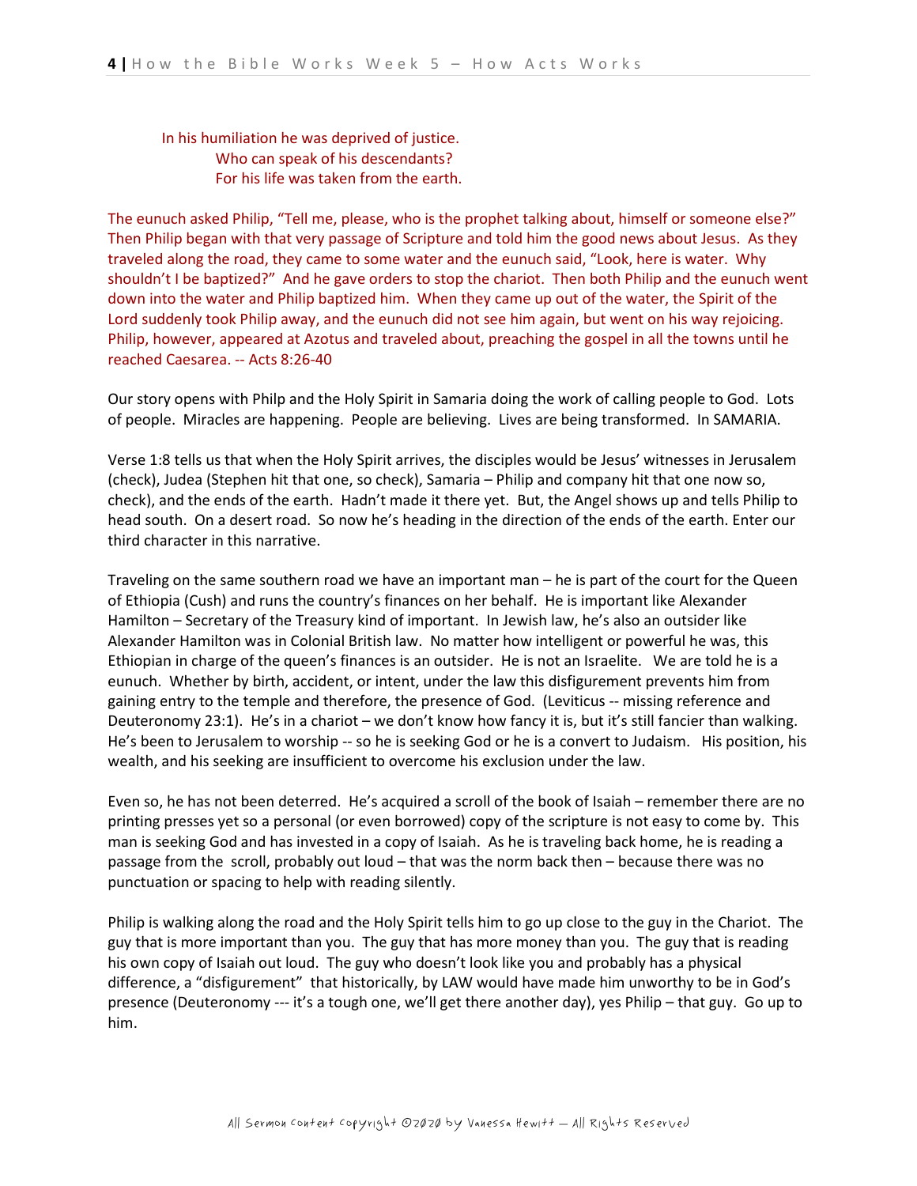> In his humiliation he was deprived of justice.
> Who can speak of his descendants?
> For his life was taken from the earth.

The eunuch asked Philip, "Tell me, please, who is the prophet talking about, himself or someone else?" Then Philip began with that very passage of Scripture and told him the good news about Jesus. As they traveled along the road, they came to some water and the eunuch said, "Look, here is water. Why shouldn't I be baptized?" And he gave orders to stop the chariot. Then both Philip and the eunuch went down into the water and Philip baptized him. When they came up out of the water, the Spirit of the Lord suddenly took Philip away, and the eunuch did not see him again, but went on his way rejoicing. Philip, however, appeared at Azotus and traveled about, preaching the gospel in all the towns until he reached Caesarea. -- Acts 8:26-40

Our story opens with Philp and the Holy Spirit in Samaria doing the work of calling people to God. Lots of people. Miracles are happening. People are believing. Lives are being transformed. In SAMARIA.

Verse 1:8 tells us that when the Holy Spirit arrives, the disciples would be Jesus' witnesses in Jerusalem (check), Judea (Stephen hit that one, so check), Samaria – Philip and company hit that one now so, check), and the ends of the earth. Hadn't made it there yet. But, the Angel shows up and tells Philip to head south. On a desert road. So now he's heading in the direction of the ends of the earth. Enter our third character in this narrative.

Traveling on the same southern road we have an important man – he is part of the court for the Queen of Ethiopia (Cush) and runs the country's finances on her behalf. He is important like Alexander Hamilton – Secretary of the Treasury kind of important. In Jewish law, he's also an outsider like Alexander Hamilton was in Colonial British law. No matter how intelligent or powerful he was, this Ethiopian in charge of the queen's finances is an outsider. He is not an Israelite. We are told he is a eunuch. Whether by birth, accident, or intent, under the law this disfigurement prevents him from gaining entry to the temple and therefore, the presence of God. (Leviticus -- missing reference and Deuteronomy 23:1). He's in a chariot – we don't know how fancy it is, but it's still fancier than walking. He's been to Jerusalem to worship -- so he is seeking God or he is a convert to Judaism. His position, his wealth, and his seeking are insufficient to overcome his exclusion under the law.

Even so, he has not been deterred. He's acquired a scroll of the book of Isaiah – remember there are no printing presses yet so a personal (or even borrowed) copy of the scripture is not easy to come by. This man is seeking God and has invested in a copy of Isaiah. As he is traveling back home, he is reading a passage from the scroll, probably out loud – that was the norm back then – because there was no punctuation or spacing to help with reading silently.

Philip is walking along the road and the Holy Spirit tells him to go up close to the guy in the Chariot. The guy that is more important than you. The guy that has more money than you. The guy that is reading his own copy of Isaiah out loud. The guy who doesn't look like you and probably has a physical difference, a "disfigurement" that historically, by LAW would have made him unworthy to be in God's presence (Deuteronomy --- it's a tough one, we'll get there another day), yes Philip – that guy. Go up to him.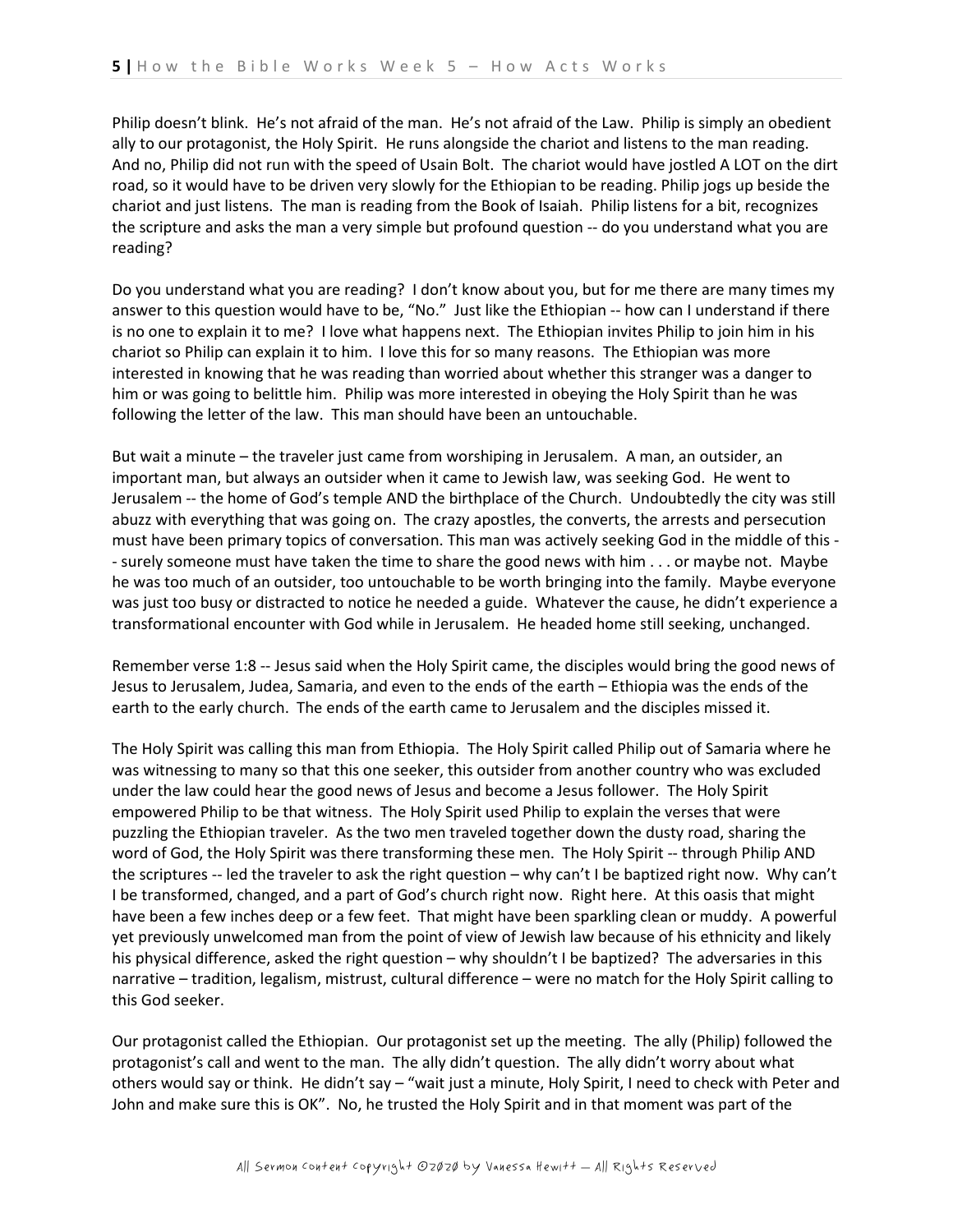Philip doesn't blink. He's not afraid of the man. He's not afraid of the Law. Philip is simply an obedient ally to our protagonist, the Holy Spirit. He runs alongside the chariot and listens to the man reading. And no, Philip did not run with the speed of Usain Bolt. The chariot would have jostled A LOT on the dirt road, so it would have to be driven very slowly for the Ethiopian to be reading. Philip jogs up beside the chariot and just listens. The man is reading from the Book of Isaiah. Philip listens for a bit, recognizes the scripture and asks the man a very simple but profound question -- do you understand what you are reading?

Do you understand what you are reading? I don't know about you, but for me there are many times my answer to this question would have to be, "No." Just like the Ethiopian -- how can I understand if there is no one to explain it to me? I love what happens next. The Ethiopian invites Philip to join him in his chariot so Philip can explain it to him. I love this for so many reasons. The Ethiopian was more interested in knowing that he was reading than worried about whether this stranger was a danger to him or was going to belittle him. Philip was more interested in obeying the Holy Spirit than he was following the letter of the law. This man should have been an untouchable.

But wait a minute – the traveler just came from worshiping in Jerusalem. A man, an outsider, an important man, but always an outsider when it came to Jewish law, was seeking God. He went to Jerusalem -- the home of God's temple AND the birthplace of the Church. Undoubtedly the city was still abuzz with everything that was going on. The crazy apostles, the converts, the arrests and persecution must have been primary topics of conversation. This man was actively seeking God in the middle of this -- surely someone must have taken the time to share the good news with him . . . or maybe not. Maybe he was too much of an outsider, too untouchable to be worth bringing into the family. Maybe everyone was just too busy or distracted to notice he needed a guide. Whatever the cause, he didn't experience a transformational encounter with God while in Jerusalem. He headed home still seeking, unchanged.

Remember verse 1:8 -- Jesus said when the Holy Spirit came, the disciples would bring the good news of Jesus to Jerusalem, Judea, Samaria, and even to the ends of the earth – Ethiopia was the ends of the earth to the early church. The ends of the earth came to Jerusalem and the disciples missed it.

The Holy Spirit was calling this man from Ethiopia. The Holy Spirit called Philip out of Samaria where he was witnessing to many so that this one seeker, this outsider from another country who was excluded under the law could hear the good news of Jesus and become a Jesus follower. The Holy Spirit empowered Philip to be that witness. The Holy Spirit used Philip to explain the verses that were puzzling the Ethiopian traveler. As the two men traveled together down the dusty road, sharing the word of God, the Holy Spirit was there transforming these men. The Holy Spirit -- through Philip AND the scriptures -- led the traveler to ask the right question – why can't I be baptized right now. Why can't I be transformed, changed, and a part of God's church right now. Right here. At this oasis that might have been a few inches deep or a few feet. That might have been sparkling clean or muddy. A powerful yet previously unwelcomed man from the point of view of Jewish law because of his ethnicity and likely his physical difference, asked the right question – why shouldn't I be baptized? The adversaries in this narrative – tradition, legalism, mistrust, cultural difference – were no match for the Holy Spirit calling to this God seeker.

Our protagonist called the Ethiopian. Our protagonist set up the meeting. The ally (Philip) followed the protagonist's call and went to the man. The ally didn't question. The ally didn't worry about what others would say or think. He didn't say – "wait just a minute, Holy Spirit, I need to check with Peter and John and make sure this is OK". No, he trusted the Holy Spirit and in that moment was part of the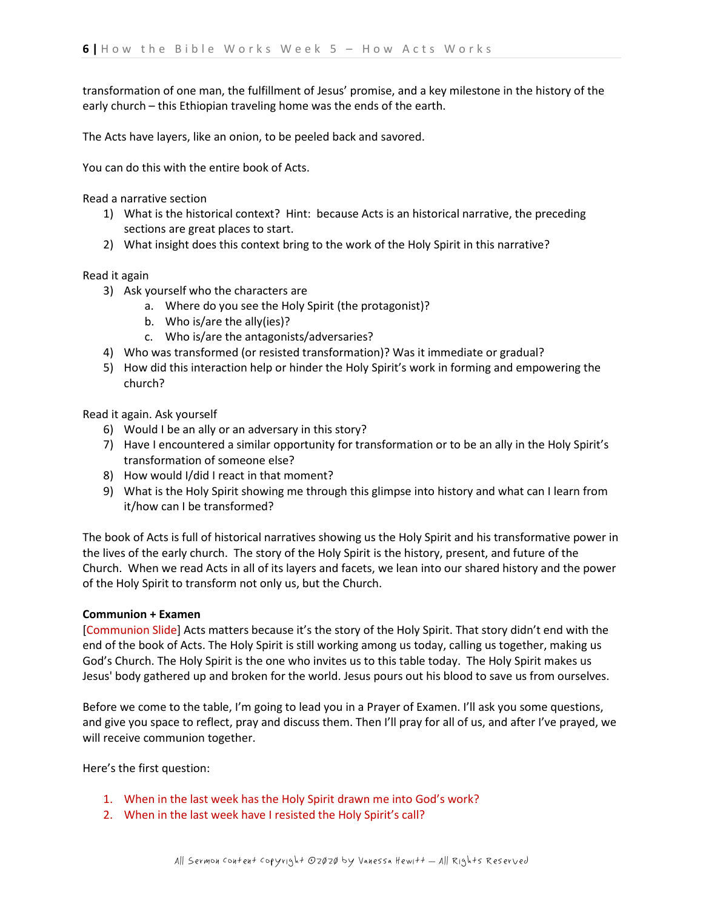transformation of one man, the fulfillment of Jesus' promise, and a key milestone in the history of the early church – this Ethiopian traveling home was the ends of the earth.

The Acts have layers, like an onion, to be peeled back and savored.

You can do this with the entire book of Acts.

Read a narrative section

1) What is the historical context? Hint: because Acts is an historical narrative, the preceding sections are great places to start.
2) What insight does this context bring to the work of the Holy Spirit in this narrative?

Read it again

3) Ask yourself who the characters are
   a. Where do you see the Holy Spirit (the protagonist)?
   b. Who is/are the ally(ies)?
   c. Who is/are the antagonists/adversaries?
4) Who was transformed (or resisted transformation)? Was it immediate or gradual?
5) How did this interaction help or hinder the Holy Spirit's work in forming and empowering the church?

Read it again. Ask yourself

6) Would I be an ally or an adversary in this story?
7) Have I encountered a similar opportunity for transformation or to be an ally in the Holy Spirit's transformation of someone else?
8) How would I/did I react in that moment?
9) What is the Holy Spirit showing me through this glimpse into history and what can I learn from it/how can I be transformed?

The book of Acts is full of historical narratives showing us the Holy Spirit and his transformative power in the lives of the early church. The story of the Holy Spirit is the history, present, and future of the Church. When we read Acts in all of its layers and facets, we lean into our shared history and the power of the Holy Spirit to transform not only us, but the Church.

**Communion + Examen**

[Communion Slide] Acts matters because it's the story of the Holy Spirit. That story didn't end with the end of the book of Acts. The Holy Spirit is still working among us today, calling us together, making us God's Church. The Holy Spirit is the one who invites us to this table today. The Holy Spirit makes us Jesus' body gathered up and broken for the world. Jesus pours out his blood to save us from ourselves.

Before we come to the table, I'm going to lead you in a Prayer of Examen. I'll ask you some questions, and give you space to reflect, pray and discuss them. Then I'll pray for all of us, and after I've prayed, we will receive communion together.

Here's the first question:

1. When in the last week has the Holy Spirit drawn me into God's work?
2. When in the last week have I resisted the Holy Spirit's call?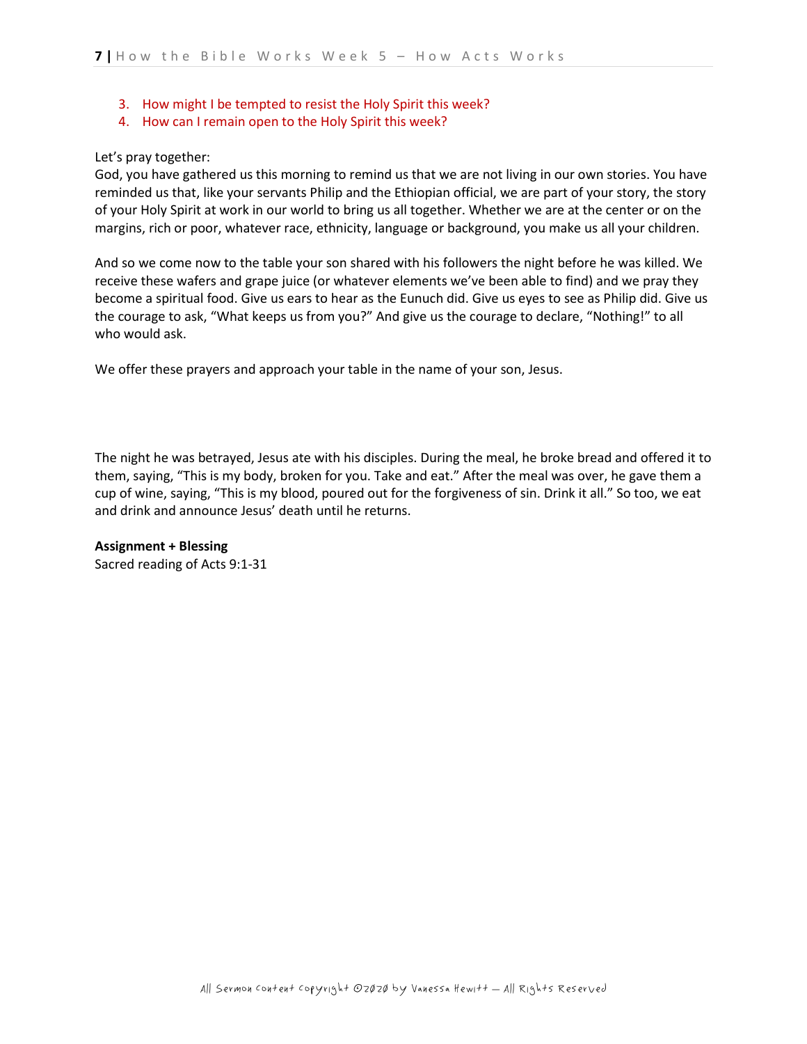3. How might I be tempted to resist the Holy Spirit this week?
4. How can I remain open to the Holy Spirit this week?

Let's pray together:
God, you have gathered us this morning to remind us that we are not living in our own stories. You have reminded us that, like your servants Philip and the Ethiopian official, we are part of your story, the story of your Holy Spirit at work in our world to bring us all together. Whether we are at the center or on the margins, rich or poor, whatever race, ethnicity, language or background, you make us all your children.

And so we come now to the table your son shared with his followers the night before he was killed. We receive these wafers and grape juice (or whatever elements we've been able to find) and we pray they become a spiritual food. Give us ears to hear as the Eunuch did. Give us eyes to see as Philip did. Give us the courage to ask, "What keeps us from you?" And give us the courage to declare, "Nothing!" to all who would ask.

We offer these prayers and approach your table in the name of your son, Jesus.

The night he was betrayed, Jesus ate with his disciples. During the meal, he broke bread and offered it to them, saying, "This is my body, broken for you. Take and eat." After the meal was over, he gave them a cup of wine, saying, "This is my blood, poured out for the forgiveness of sin. Drink it all." So too, we eat and drink and announce Jesus' death until he returns.

**Assignment + Blessing**
Sacred reading of Acts 9:1-31

All Sermon Content Copyright ©2020 by Vanessa Hewitt – All Rights Reserved